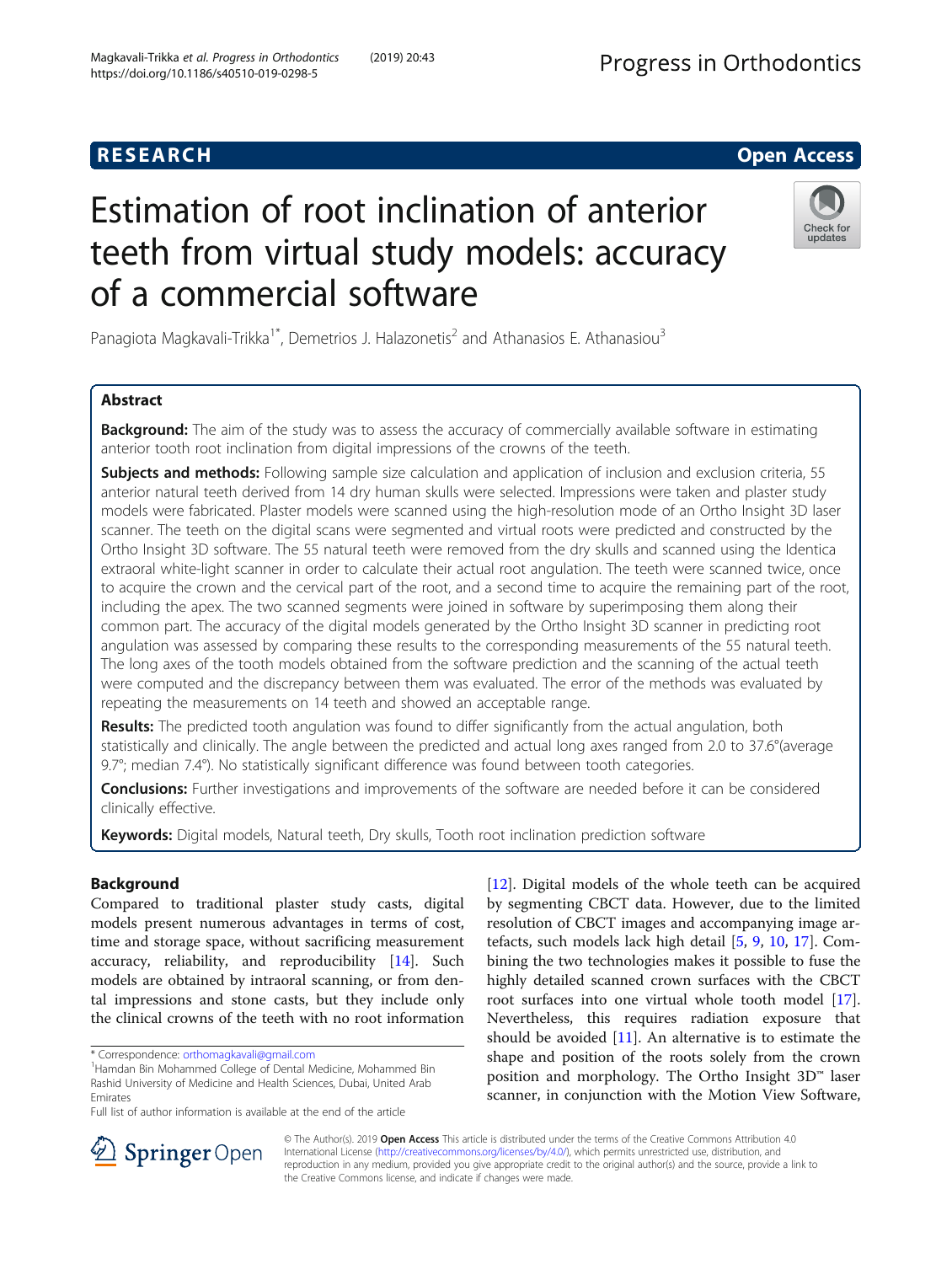**RESEARCH** **Open Access**

# Estimation of root inclination of anterior teeth from virtual study models: accuracy of a commercial software

Panagiota Magkavali-Trikka[1*], Demetrios J. Halazonetis[2] and Athanasios E. Athanasiou[3]

## Abstract

**Background:** The aim of the study was to assess the accuracy of commercially available software in estimating anterior tooth root inclination from digital impressions of the crowns of the teeth.

**Subjects and methods:** Following sample size calculation and application of inclusion and exclusion criteria, 55 anterior natural teeth derived from 14 dry human skulls were selected. Impressions were taken and plaster study models were fabricated. Plaster models were scanned using the high-resolution mode of an Ortho Insight 3D laser scanner. The teeth on the digital scans were segmented and virtual roots were predicted and constructed by the Ortho Insight 3D software. The 55 natural teeth were removed from the dry skulls and scanned using the Identica extraoral white-light scanner in order to calculate their actual root angulation. The teeth were scanned twice, once to acquire the crown and the cervical part of the root, and a second time to acquire the remaining part of the root, including the apex. The two scanned segments were joined in software by superimposing them along their common part. The accuracy of the digital models generated by the Ortho Insight 3D scanner in predicting root angulation was assessed by comparing these results to the corresponding measurements of the 55 natural teeth. The long axes of the tooth models obtained from the software prediction and the scanning of the actual teeth were computed and the discrepancy between them was evaluated. The error of the methods was evaluated by repeating the measurements on 14 teeth and showed an acceptable range.

**Results:** The predicted tooth angulation was found to differ significantly from the actual angulation, both statistically and clinically. The angle between the predicted and actual long axes ranged from 2.0 to 37.6°(average 9.7°; median 7.4°). No statistically significant difference was found between tooth categories.

**Conclusions:** Further investigations and improvements of the software are needed before it can be considered clinically effective.

**Keywords:** Digital models, Natural teeth, Dry skulls, Tooth root inclination prediction software

## Background

Compared to traditional plaster study casts, digital models present numerous advantages in terms of cost, time and storage space, without sacrificing measurement accuracy, reliability, and reproducibility [14]. Such models are obtained by intraoral scanning, or from dental impressions and stone casts, but they include only the clinical crowns of the teeth with no root information [12]. Digital models of the whole teeth can be acquired by segmenting CBCT data. However, due to the limited resolution of CBCT images and accompanying image artefacts, such models lack high detail [5, 9, 10, 17]. Combining the two technologies makes it possible to fuse the highly detailed scanned crown surfaces with the CBCT root surfaces into one virtual whole tooth model [17]. Nevertheless, this requires radiation exposure that should be avoided [11]. An alternative is to estimate the shape and position of the roots solely from the crown position and morphology. The Ortho Insight 3D™ laser scanner, in conjunction with the Motion View Software,

\* Correspondence: orthomagkavali@gmail.com
[1]Hamdan Bin Mohammed College of Dental Medicine, Mohammed Bin Rashid University of Medicine and Health Sciences, Dubai, United Arab Emirates
Full list of author information is available at the end of the article

© The Author(s). 2019 **Open Access** This article is distributed under the terms of the Creative Commons Attribution 4.0 International License (http://creativecommons.org/licenses/by/4.0/), which permits unrestricted use, distribution, and reproduction in any medium, provided you give appropriate credit to the original author(s) and the source, provide a link to the Creative Commons license, and indicate if changes were made.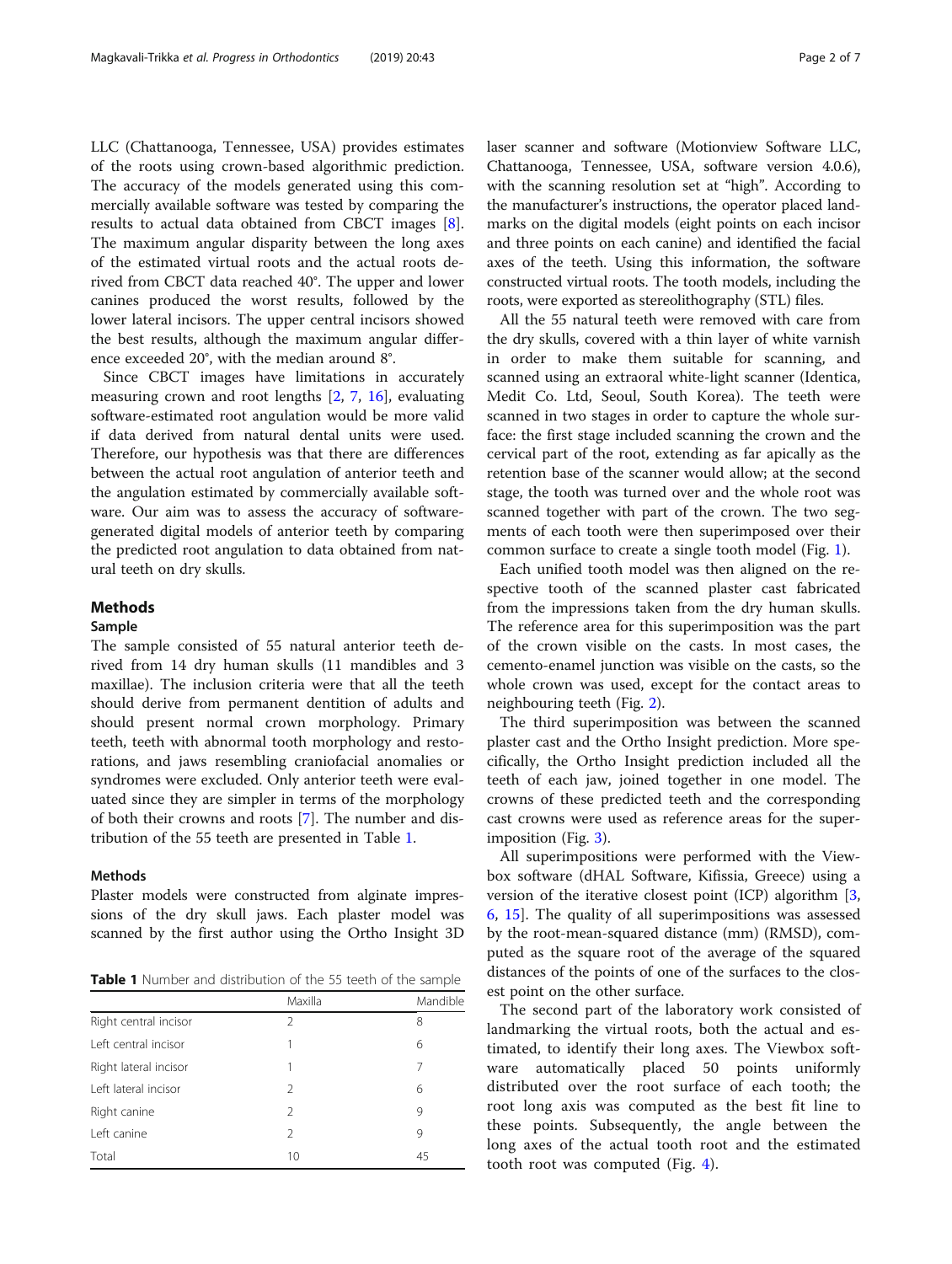LLC (Chattanooga, Tennessee, USA) provides estimates of the roots using crown-based algorithmic prediction. The accuracy of the models generated using this commercially available software was tested by comparing the results to actual data obtained from CBCT images [8]. The maximum angular disparity between the long axes of the estimated virtual roots and the actual roots derived from CBCT data reached 40°. The upper and lower canines produced the worst results, followed by the lower lateral incisors. The upper central incisors showed the best results, although the maximum angular difference exceeded 20°, with the median around 8°.

Since CBCT images have limitations in accurately measuring crown and root lengths [2, 7, 16], evaluating software-estimated root angulation would be more valid if data derived from natural dental units were used. Therefore, our hypothesis was that there are differences between the actual root angulation of anterior teeth and the angulation estimated by commercially available software. Our aim was to assess the accuracy of software-generated digital models of anterior teeth by comparing the predicted root angulation to data obtained from natural teeth on dry skulls.

## Methods

### Sample

The sample consisted of 55 natural anterior teeth derived from 14 dry human skulls (11 mandibles and 3 maxillae). The inclusion criteria were that all the teeth should derive from permanent dentition of adults and should present normal crown morphology. Primary teeth, teeth with abnormal tooth morphology and restorations, and jaws resembling craniofacial anomalies or syndromes were excluded. Only anterior teeth were evaluated since they are simpler in terms of the morphology of both their crowns and roots [7]. The number and distribution of the 55 teeth are presented in Table 1.

### Methods

Plaster models were constructed from alginate impressions of the dry skull jaws. Each plaster model was scanned by the first author using the Ortho Insight 3D laser scanner and software (Motionview Software LLC, Chattanooga, Tennessee, USA, software version 4.0.6), with the scanning resolution set at "high". According to the manufacturer's instructions, the operator placed landmarks on the digital models (eight points on each incisor and three points on each canine) and identified the facial axes of the teeth. Using this information, the software constructed virtual roots. The tooth models, including the roots, were exported as stereolithography (STL) files.

**Table 1** Number and distribution of the 55 teeth of the sample

| | Maxilla | Mandible |
|---|---|---|
| Right central incisor | 2 | 8 |
| Left central incisor | 1 | 6 |
| Right lateral incisor | 1 | 7 |
| Left lateral incisor | 2 | 6 |
| Right canine | 2 | 9 |
| Left canine | 2 | 9 |
| Total | 10 | 45 |

All the 55 natural teeth were removed with care from the dry skulls, covered with a thin layer of white varnish in order to make them suitable for scanning, and scanned using an extraoral white-light scanner (Identica, Medit Co. Ltd, Seoul, South Korea). The teeth were scanned in two stages in order to capture the whole surface: the first stage included scanning the crown and the cervical part of the root, extending as far apically as the retention base of the scanner would allow; at the second stage, the tooth was turned over and the whole root was scanned together with part of the crown. The two segments of each tooth were then superimposed over their common surface to create a single tooth model (Fig. 1).

Each unified tooth model was then aligned on the respective tooth of the scanned plaster cast fabricated from the impressions taken from the dry human skulls. The reference area for this superimposition was the part of the crown visible on the casts. In most cases, the cemento-enamel junction was visible on the casts, so the whole crown was used, except for the contact areas to neighbouring teeth (Fig. 2).

The third superimposition was between the scanned plaster cast and the Ortho Insight prediction. More specifically, the Ortho Insight prediction included all the teeth of each jaw, joined together in one model. The crowns of these predicted teeth and the corresponding cast crowns were used as reference areas for the superimposition (Fig. 3).

All superimpositions were performed with the Viewbox software (dHAL Software, Kifissia, Greece) using a version of the iterative closest point (ICP) algorithm [3, 6, 15]. The quality of all superimpositions was assessed by the root-mean-squared distance (mm) (RMSD), computed as the square root of the average of the squared distances of the points of one of the surfaces to the closest point on the other surface.

The second part of the laboratory work consisted of landmarking the virtual roots, both the actual and estimated, to identify their long axes. The Viewbox software automatically placed 50 points uniformly distributed over the root surface of each tooth; the root long axis was computed as the best fit line to these points. Subsequently, the angle between the long axes of the actual tooth root and the estimated tooth root was computed (Fig. 4).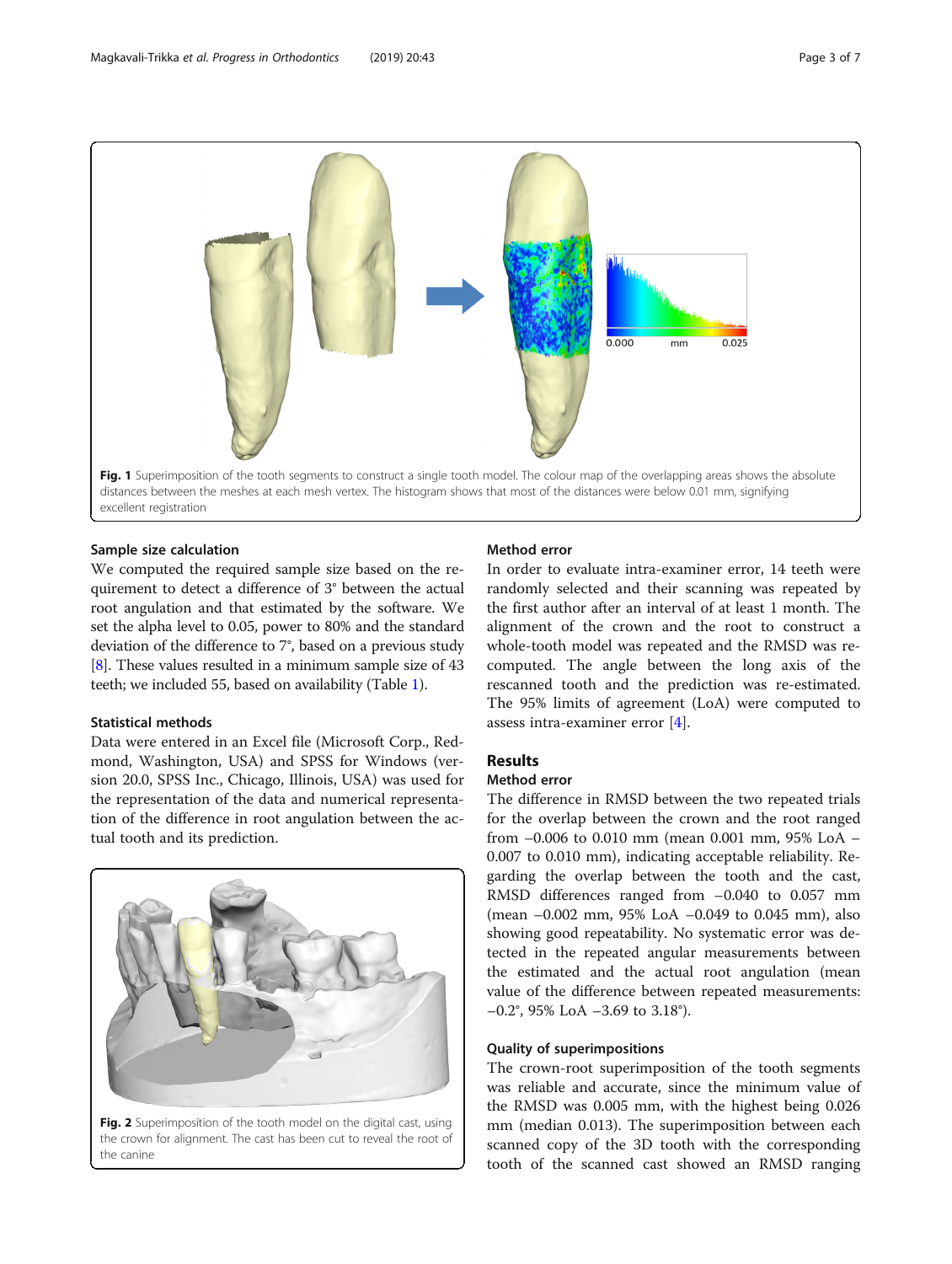Fig. 1 Superimposition of the tooth segments to construct a single tooth model. The colour map of the overlapping areas shows the absolute distances between the meshes at each mesh vertex. The histogram shows that most of the distances were below 0.01 mm, signifying excellent registration

### Sample size calculation

We computed the required sample size based on the requirement to detect a difference of 3° between the actual root angulation and that estimated by the software. We set the alpha level to 0.05, power to 80% and the standard deviation of the difference to 7°, based on a previous study [8]. These values resulted in a minimum sample size of 43 teeth; we included 55, based on availability (Table 1).

### Statistical methods

Data were entered in an Excel file (Microsoft Corp., Redmond, Washington, USA) and SPSS for Windows (version 20.0, SPSS Inc., Chicago, Illinois, USA) was used for the representation of the data and numerical representation of the difference in root angulation between the actual tooth and its prediction.

Fig. 2 Superimposition of the tooth model on the digital cast, using the crown for alignment. The cast has been cut to reveal the root of the canine

### Method error

In order to evaluate intra-examiner error, 14 teeth were randomly selected and their scanning was repeated by the first author after an interval of at least 1 month. The alignment of the crown and the root to construct a whole-tooth model was repeated and the RMSD was recomputed. The angle between the long axis of the rescanned tooth and the prediction was re-estimated. The 95% limits of agreement (LoA) were computed to assess intra-examiner error [4].

## Results

### Method error

The difference in RMSD between the two repeated trials for the overlap between the crown and the root ranged from −0.006 to 0.010 mm (mean 0.001 mm, 95% LoA −0.007 to 0.010 mm), indicating acceptable reliability. Regarding the overlap between the tooth and the cast, RMSD differences ranged from −0.040 to 0.057 mm (mean −0.002 mm, 95% LoA −0.049 to 0.045 mm), also showing good repeatability. No systematic error was detected in the repeated angular measurements between the estimated and the actual root angulation (mean value of the difference between repeated measurements: −0.2°, 95% LoA −3.69 to 3.18°).

### Quality of superimpositions

The crown-root superimposition of the tooth segments was reliable and accurate, since the minimum value of the RMSD was 0.005 mm, with the highest being 0.026 mm (median 0.013). The superimposition between each scanned copy of the 3D tooth with the corresponding tooth of the scanned cast showed an RMSD ranging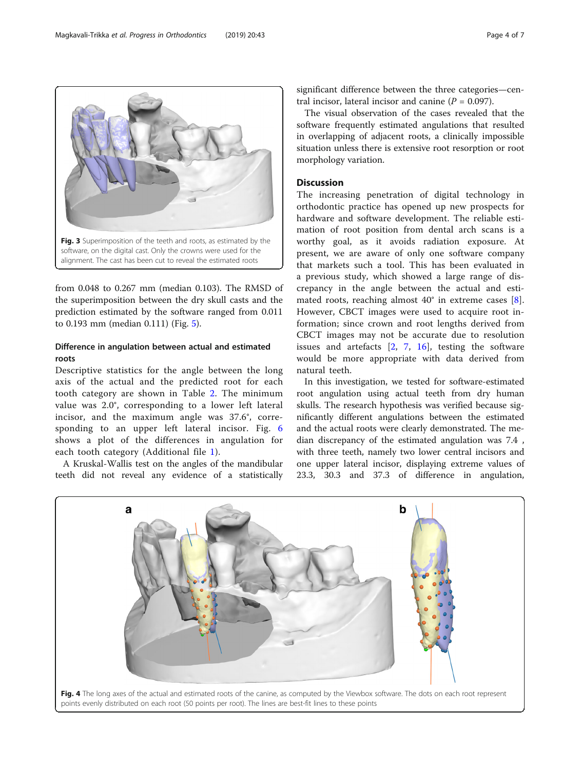Fig. 3 Superimposition of the teeth and roots, as estimated by the software, on the digital cast. Only the crowns were used for the alignment. The cast has been cut to reveal the estimated roots

from 0.048 to 0.267 mm (median 0.103). The RMSD of the superimposition between the dry skull casts and the prediction estimated by the software ranged from 0.011 to 0.193 mm (median 0.111) (Fig. 5).

### Difference in angulation between actual and estimated roots

Descriptive statistics for the angle between the long axis of the actual and the predicted root for each tooth category are shown in Table 2. The minimum value was 2.0°, corresponding to a lower left lateral incisor, and the maximum angle was 37.6°, corresponding to an upper left lateral incisor. Fig. 6 shows a plot of the differences in angulation for each tooth category (Additional file 1).

A Kruskal-Wallis test on the angles of the mandibular teeth did not reveal any evidence of a statistically significant difference between the three categories—central incisor, lateral incisor and canine ($P = 0.097$).

The visual observation of the cases revealed that the software frequently estimated angulations that resulted in overlapping of adjacent roots, a clinically impossible situation unless there is extensive root resorption or root morphology variation.

## Discussion

The increasing penetration of digital technology in orthodontic practice has opened up new prospects for hardware and software development. The reliable estimation of root position from dental arch scans is a worthy goal, as it avoids radiation exposure. At present, we are aware of only one software company that markets such a tool. This has been evaluated in a previous study, which showed a large range of discrepancy in the angle between the actual and estimated roots, reaching almost 40° in extreme cases [8]. However, CBCT images were used to acquire root information; since crown and root lengths derived from CBCT images may not be accurate due to resolution issues and artefacts [2, 7, 16], testing the software would be more appropriate with data derived from natural teeth.

In this investigation, we tested for software-estimated root angulation using actual teeth from dry human skulls. The research hypothesis was verified because significantly different angulations between the estimated and the actual roots were clearly demonstrated. The median discrepancy of the estimated angulation was 7.4 , with three teeth, namely two lower central incisors and one upper lateral incisor, displaying extreme values of 23.3, 30.3 and 37.3 of difference in angulation,

Fig. 4 The long axes of the actual and estimated roots of the canine, as computed by the Viewbox software. The dots on each root represent points evenly distributed on each root (50 points per root). The lines are best-fit lines to these points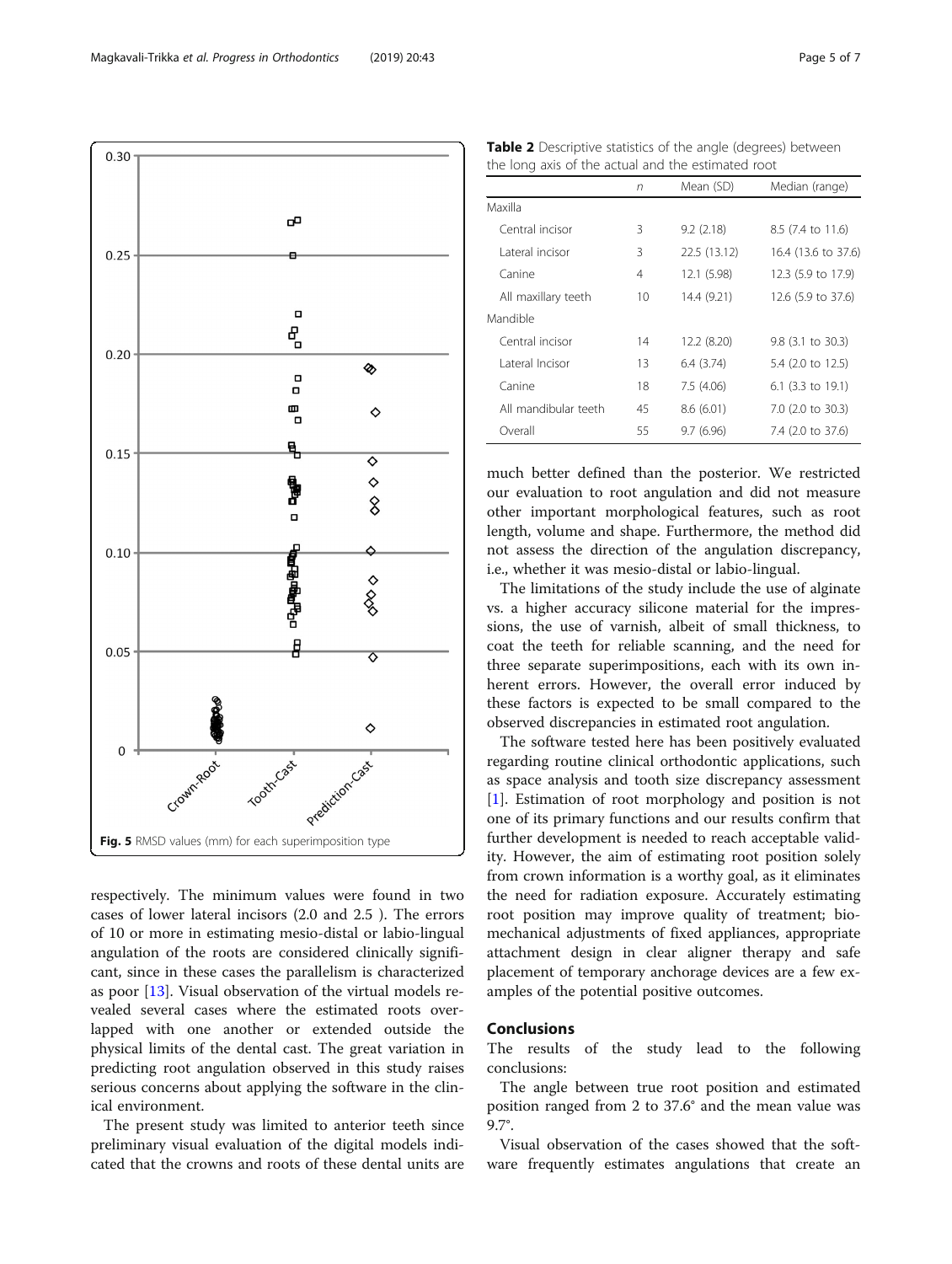Fig. 5 RMSD values (mm) for each superimposition type

respectively. The minimum values were found in two cases of lower lateral incisors (2.0 and 2.5 ). The errors of 10 or more in estimating mesio-distal or labio-lingual angulation of the roots are considered clinically significant, since in these cases the parallelism is characterized as poor [13]. Visual observation of the virtual models revealed several cases where the estimated roots overlapped with one another or extended outside the physical limits of the dental cast. The great variation in predicting root angulation observed in this study raises serious concerns about applying the software in the clinical environment.

The present study was limited to anterior teeth since preliminary visual evaluation of the digital models indicated that the crowns and roots of these dental units are much better defined than the posterior. We restricted our evaluation to root angulation and did not measure other important morphological features, such as root length, volume and shape. Furthermore, the method did not assess the direction of the angulation discrepancy, i.e., whether it was mesio-distal or labio-lingual.

**Table 2** Descriptive statistics of the angle (degrees) between the long axis of the actual and the estimated root

| | *n* | Mean (SD) | Median (range) |
|---|---|---|---|
| Maxilla | | | |
| Central incisor | 3 | 9.2 (2.18) | 8.5 (7.4 to 11.6) |
| Lateral incisor | 3 | 22.5 (13.12) | 16.4 (13.6 to 37.6) |
| Canine | 4 | 12.1 (5.98) | 12.3 (5.9 to 17.9) |
| All maxillary teeth | 10 | 14.4 (9.21) | 12.6 (5.9 to 37.6) |
| Mandible | | | |
| Central incisor | 14 | 12.2 (8.20) | 9.8 (3.1 to 30.3) |
| Lateral Incisor | 13 | 6.4 (3.74) | 5.4 (2.0 to 12.5) |
| Canine | 18 | 7.5 (4.06) | 6.1 (3.3 to 19.1) |
| All mandibular teeth | 45 | 8.6 (6.01) | 7.0 (2.0 to 30.3) |
| Overall | 55 | 9.7 (6.96) | 7.4 (2.0 to 37.6) |

The limitations of the study include the use of alginate vs. a higher accuracy silicone material for the impressions, the use of varnish, albeit of small thickness, to coat the teeth for reliable scanning, and the need for three separate superimpositions, each with its own inherent errors. However, the overall error induced by these factors is expected to be small compared to the observed discrepancies in estimated root angulation.

The software tested here has been positively evaluated regarding routine clinical orthodontic applications, such as space analysis and tooth size discrepancy assessment [1]. Estimation of root morphology and position is not one of its primary functions and our results confirm that further development is needed to reach acceptable validity. However, the aim of estimating root position solely from crown information is a worthy goal, as it eliminates the need for radiation exposure. Accurately estimating root position may improve quality of treatment; biomechanical adjustments of fixed appliances, appropriate attachment design in clear aligner therapy and safe placement of temporary anchorage devices are a few examples of the potential positive outcomes.

## Conclusions

The results of the study lead to the following conclusions:

The angle between true root position and estimated position ranged from 2 to 37.6° and the mean value was 9.7°.

Visual observation of the cases showed that the software frequently estimates angulations that create an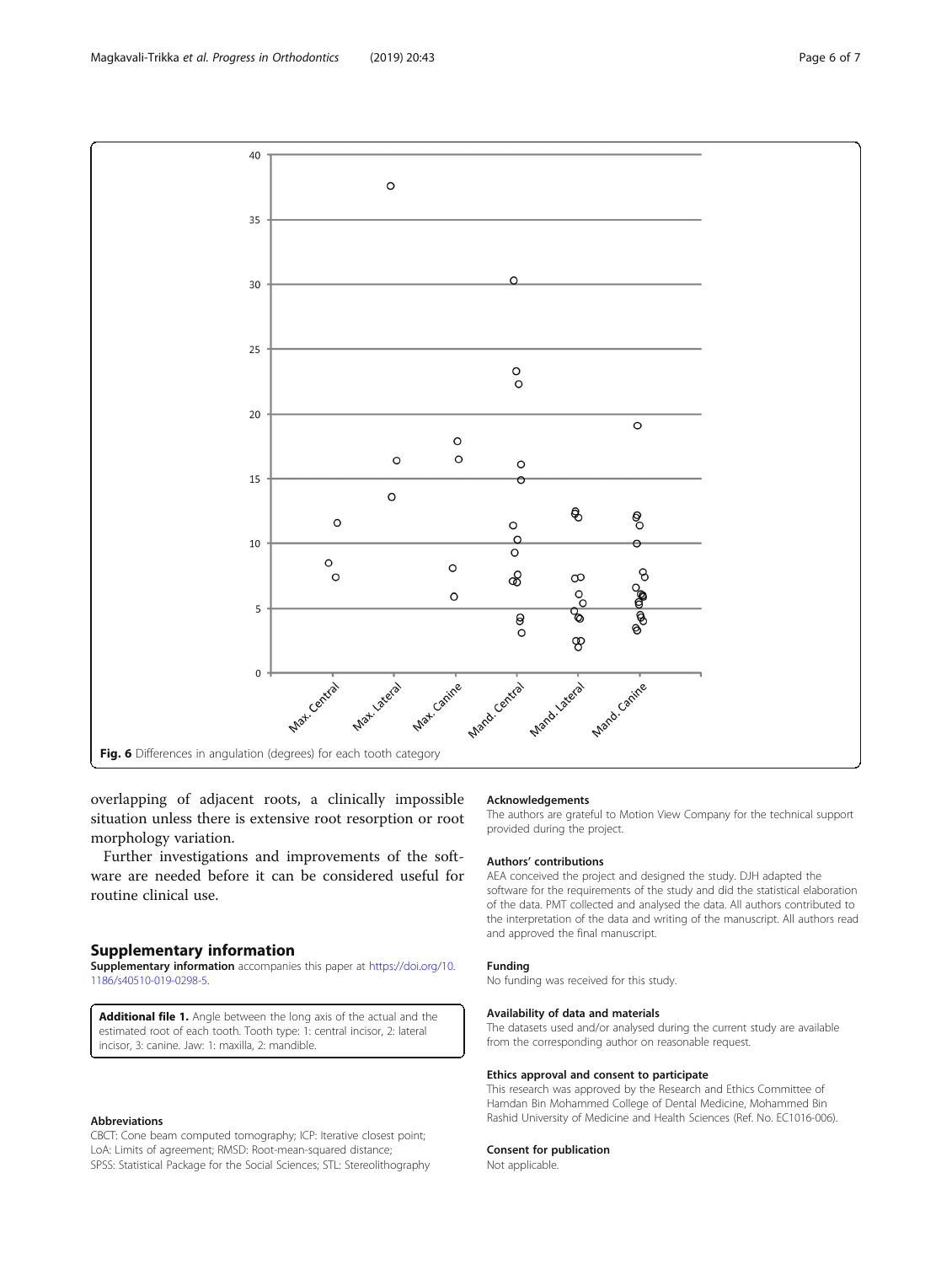Fig. 6 Differences in angulation (degrees) for each tooth category

overlapping of adjacent roots, a clinically impossible situation unless there is extensive root resorption or root morphology variation.

Further investigations and improvements of the software are needed before it can be considered useful for routine clinical use.

## Supplementary information

**Supplementary information** accompanies this paper at https://doi.org/10.1186/s40510-019-0298-5.

**Additional file 1.** Angle between the long axis of the actual and the estimated root of each tooth. Tooth type: 1: central incisor, 2: lateral incisor, 3: canine. Jaw: 1: maxilla, 2: mandible.

#### Abbreviations

CBCT: Cone beam computed tomography; ICP: Iterative closest point; LoA: Limits of agreement; RMSD: Root-mean-squared distance; SPSS: Statistical Package for the Social Sciences; STL: Stereolithography

#### Acknowledgements

The authors are grateful to Motion View Company for the technical support provided during the project.

#### Authors' contributions

AEA conceived the project and designed the study. DJH adapted the software for the requirements of the study and did the statistical elaboration of the data. PMT collected and analysed the data. All authors contributed to the interpretation of the data and writing of the manuscript. All authors read and approved the final manuscript.

#### Funding

No funding was received for this study.

#### Availability of data and materials

The datasets used and/or analysed during the current study are available from the corresponding author on reasonable request.

#### Ethics approval and consent to participate

This research was approved by the Research and Ethics Committee of Hamdan Bin Mohammed College of Dental Medicine, Mohammed Bin Rashid University of Medicine and Health Sciences (Ref. No. EC1016-006).

#### Consent for publication

Not applicable.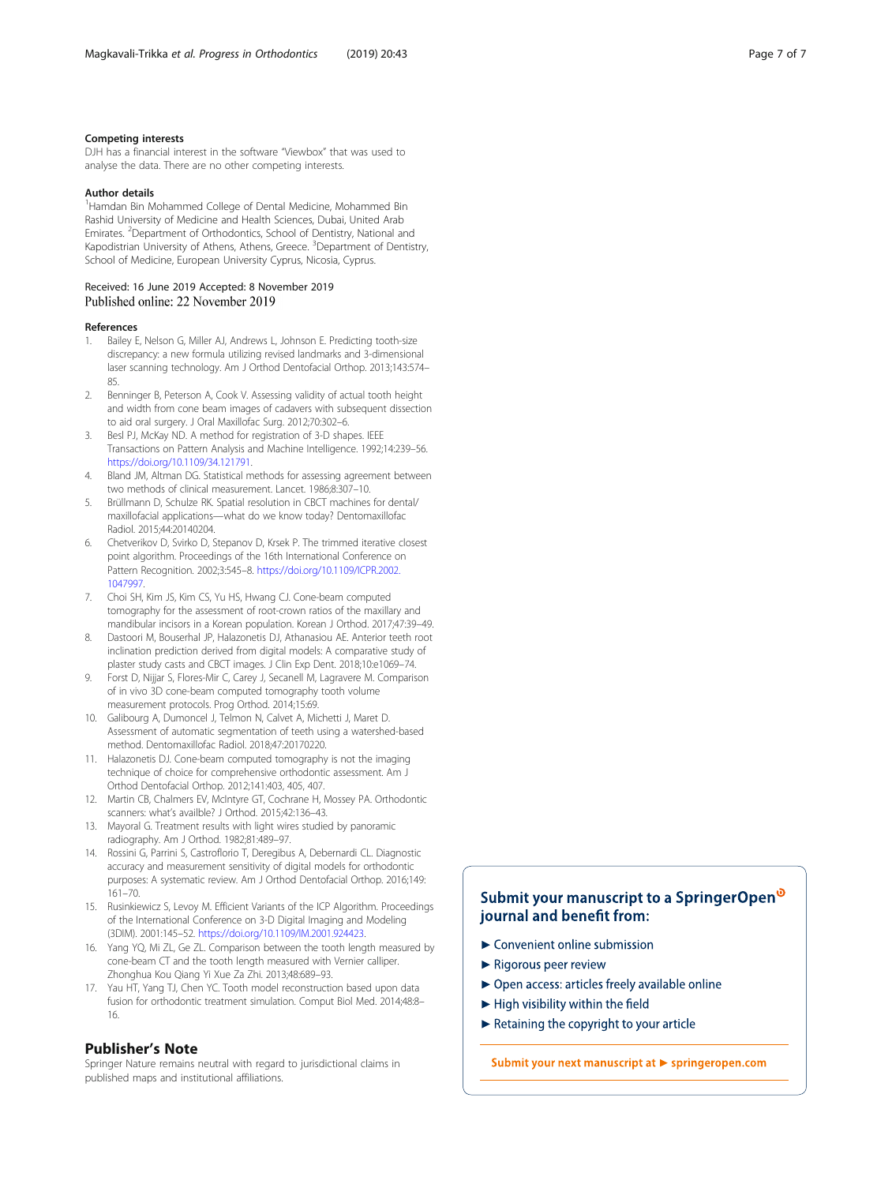### Competing interests

DJH has a financial interest in the software "Viewbox" that was used to analyse the data. There are no other competing interests.

### Author details

[1]Hamdan Bin Mohammed College of Dental Medicine, Mohammed Bin Rashid University of Medicine and Health Sciences, Dubai, United Arab Emirates. [2]Department of Orthodontics, School of Dentistry, National and Kapodistrian University of Athens, Athens, Greece. [3]Department of Dentistry, School of Medicine, European University Cyprus, Nicosia, Cyprus.

Received: 16 June 2019 Accepted: 8 November 2019
Published online: 22 November 2019

### References

1. Bailey E, Nelson G, Miller AJ, Andrews L, Johnson E. Predicting tooth-size discrepancy: a new formula utilizing revised landmarks and 3-dimensional laser scanning technology. Am J Orthod Dentofacial Orthop. 2013;143:574–85.
2. Benninger B, Peterson A, Cook V. Assessing validity of actual tooth height and width from cone beam images of cadavers with subsequent dissection to aid oral surgery. J Oral Maxillofac Surg. 2012;70:302–6.
3. Besl PJ, McKay ND. A method for registration of 3-D shapes. IEEE Transactions on Pattern Analysis and Machine Intelligence. 1992;14:239–56. https://doi.org/10.1109/34.121791.
4. Bland JM, Altman DG. Statistical methods for assessing agreement between two methods of clinical measurement. Lancet. 1986;8:307–10.
5. Brüllmann D, Schulze RK. Spatial resolution in CBCT machines for dental/maxillofacial applications—what do we know today? Dentomaxillofac Radiol. 2015;44:20140204.
6. Chetverikov D, Svirko D, Stepanov D, Krsek P. The trimmed iterative closest point algorithm. Proceedings of the 16th International Conference on Pattern Recognition. 2002;3:545–8. https://doi.org/10.1109/ICPR.2002.1047997.
7. Choi SH, Kim JS, Kim CS, Yu HS, Hwang CJ. Cone-beam computed tomography for the assessment of root-crown ratios of the maxillary and mandibular incisors in a Korean population. Korean J Orthod. 2017;47:39–49.
8. Dastoori M, Bouserhal JP, Halazonetis DJ, Athanasiou AE. Anterior teeth root inclination prediction derived from digital models: A comparative study of plaster study casts and CBCT images. J Clin Exp Dent. 2018;10:e1069–74.
9. Forst D, Nijjar S, Flores-Mir C, Carey J, Secanell M, Lagravere M. Comparison of in vivo 3D cone-beam computed tomography tooth volume measurement protocols. Prog Orthod. 2014;15:69.
10. Galibourg A, Dumoncel J, Telmon N, Calvet A, Michetti J, Maret D. Assessment of automatic segmentation of teeth using a watershed-based method. Dentomaxillofac Radiol. 2018;47:20170220.
11. Halazonetis DJ. Cone-beam computed tomography is not the imaging technique of choice for comprehensive orthodontic assessment. Am J Orthod Dentofacial Orthop. 2012;141:403, 405, 407.
12. Martin CB, Chalmers EV, McIntyre GT, Cochrane H, Mossey PA. Orthodontic scanners: what's availble? J Orthod. 2015;42:136–43.
13. Mayoral G. Treatment results with light wires studied by panoramic radiography. Am J Orthod. 1982;81:489–97.
14. Rossini G, Parrini S, Castroflorio T, Deregibus A, Debernardi CL. Diagnostic accuracy and measurement sensitivity of digital models for orthodontic purposes: A systematic review. Am J Orthod Dentofacial Orthop. 2016;149:161–70.
15. Rusinkiewicz S, Levoy M. Efficient Variants of the ICP Algorithm. Proceedings of the International Conference on 3-D Digital Imaging and Modeling (3DIM). 2001:145–52. https://doi.org/10.1109/IM.2001.924423.
16. Yang YQ, Mi ZL, Ge ZL. Comparison between the tooth length measured by cone-beam CT and the tooth length measured with Vernier calliper. Zhonghua Kou Qiang Yi Xue Za Zhi. 2013;48:689–93.
17. Yau HT, Yang TJ, Chen YC. Tooth model reconstruction based upon data fusion for orthodontic treatment simulation. Comput Biol Med. 2014;48:8–16.

## Publisher's Note

Springer Nature remains neutral with regard to jurisdictional claims in published maps and institutional affiliations.

**Submit your manuscript to a SpringerOpen journal and benefit from:**

- Convenient online submission
- Rigorous peer review
- Open access: articles freely available online
- High visibility within the field
- Retaining the copyright to your article

**Submit your next manuscript at ▶ springeropen.com**